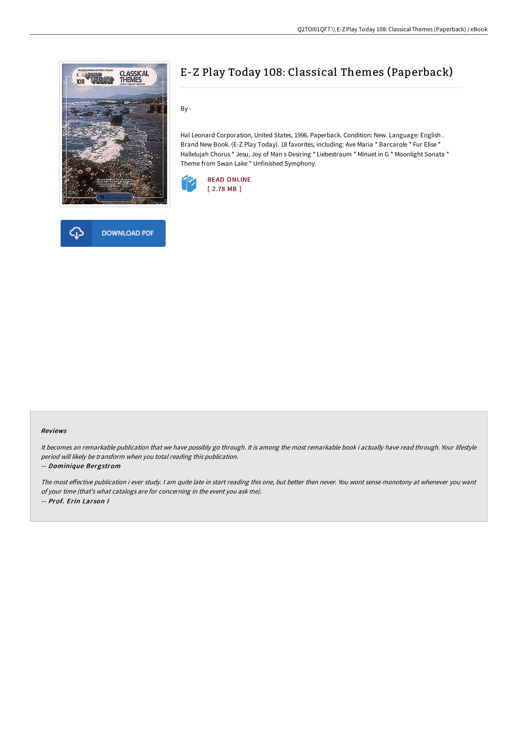# E-Z Play Today 108: Classical Themes (Paperback)

By -

Hal Leonard Corporation, United States, 1996. Paperback. Condition: New. Language: English . Brand New Book. (E-Z Play Today). 18 favorites, including: Ave Maria * Barcarole * Fur Elise * Hallelujah Chorus * Jesu, Joy of Man s Desiring * Liebestraum * Minuet in G * Moonlight Sonata * Theme from Swan Lake * Unfinished Symphony.

READ ONLINE
[ 2.78 MB ]

DOWNLOAD PDF

#### Reviews

*It becomes an remarkable publication that we have possibly go through. It is among the most remarkable book i actually have read through. Your lifestyle period will likely be transform when you total reading this publication.*

-- ***Dominique Bergstrom***

*The most effective publication i ever study. I am quite late in start reading this one, but better then never. You wont sense monotony at whenever you want of your time (that's what catalogs are for concerning in the event you ask me).*

-- ***Prof. Erin Larson I***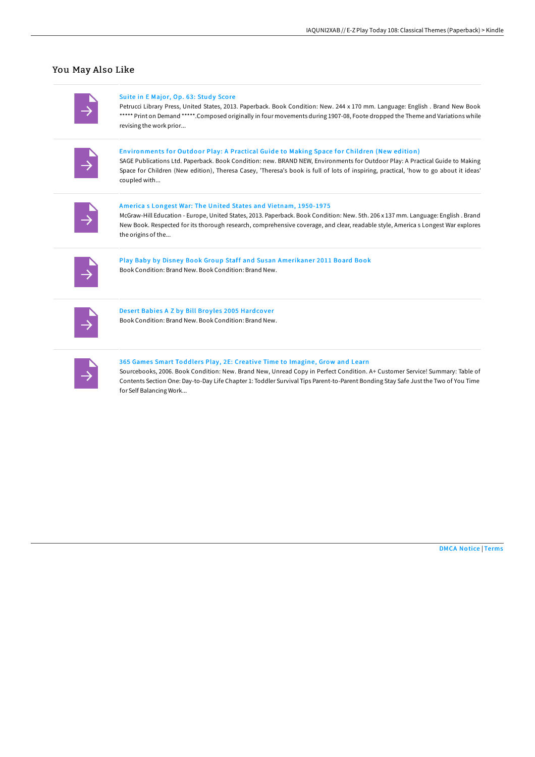## You May Also Like

### Suite in E Major, Op. 63: Study Score

Petrucci Library Press, United States, 2013. Paperback. Book Condition: New. 244 x 170 mm. Language: English . Brand New Book ***** Print on Demand *****.Composed originally in four movements during 1907-08, Foote dropped the Theme and Variations while revising the work prior...

### Environments for Outdoor Play: A Practical Guide to Making Space for Children (New edition)

SAGE Publications Ltd. Paperback. Book Condition: new. BRAND NEW, Environments for Outdoor Play: A Practical Guide to Making Space for Children (New edition), Theresa Casey, 'Theresa's book is full of lots of inspiring, practical, 'how to go about it ideas' coupled with...

### America s Longest War: The United States and Vietnam, 1950-1975

McGraw-Hill Education - Europe, United States, 2013. Paperback. Book Condition: New. 5th. 206 x 137 mm. Language: English . Brand New Book. Respected for its thorough research, comprehensive coverage, and clear, readable style, America s Longest War explores the origins of the...

### Play Baby by Disney Book Group Staff and Susan Amerikaner 2011 Board Book

Book Condition: Brand New. Book Condition: Brand New.

### Desert Babies A Z by Bill Broyles 2005 Hardcover

Book Condition: Brand New. Book Condition: Brand New.

### 365 Games Smart Toddlers Play, 2E: Creative Time to Imagine, Grow and Learn

Sourcebooks, 2006. Book Condition: New. Brand New, Unread Copy in Perfect Condition. A+ Customer Service! Summary: Table of Contents Section One: Day-to-Day Life Chapter 1: Toddler Survival Tips Parent-to-Parent Bonding Stay Safe Just the Two of You Time for Self Balancing Work...